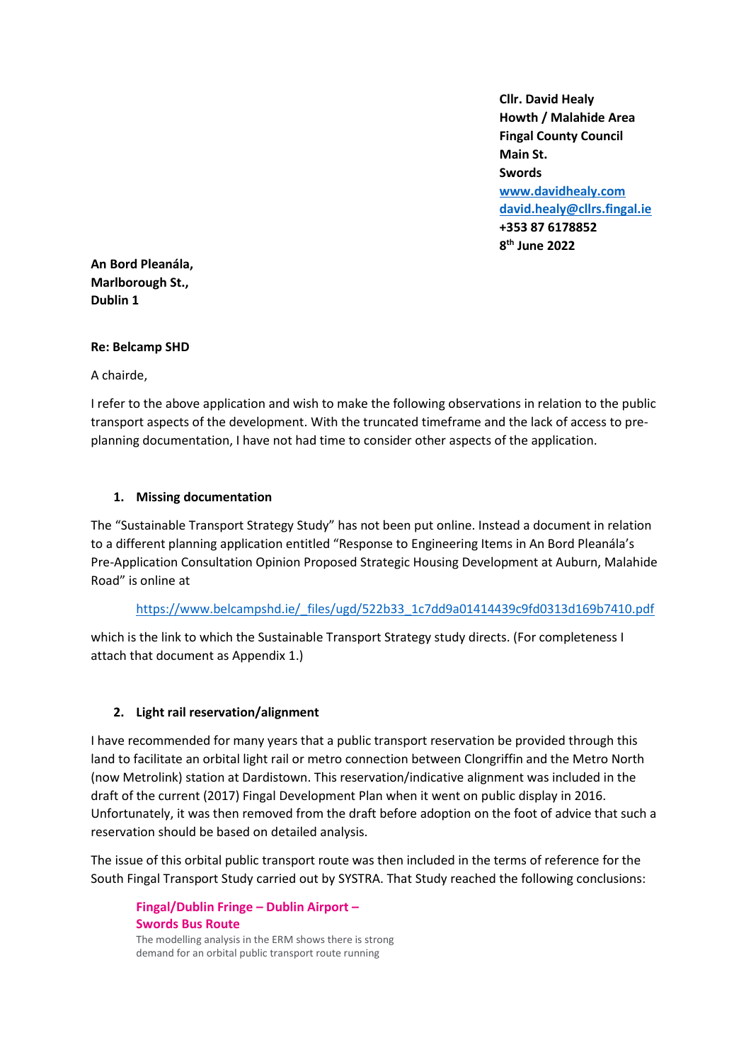**Cllr. David Healy**
**Howth / Malahide Area**
**Fingal County Council**
**Main St.**
**Swords**
**[www.davidhealy.com](http://www.davidhealy.com)**
**[david.healy@cllrs.fingal.ie](mailto:david.healy@cllrs.fingal.ie)**
**+353 87 6178852**
**8th June 2022**

**An Bord Pleanála,**
**Marlborough St.,**
**Dublin 1**

**Re: Belcamp SHD**

A chairde,

I refer to the above application and wish to make the following observations in relation to the public transport aspects of the development. With the truncated timeframe and the lack of access to pre-planning documentation, I have not had time to consider other aspects of the application.

1. **Missing documentation**

The "Sustainable Transport Strategy Study" has not been put online. Instead a document in relation to a different planning application entitled "Response to Engineering Items in An Bord Pleanála's Pre-Application Consultation Opinion Proposed Strategic Housing Development at Auburn, Malahide Road" is online at

> https://www.belcampshd.ie/_files/ugd/522b33_1c7dd9a01414439c9fd0313d169b7410.pdf

which is the link to which the Sustainable Transport Strategy study directs. (For completeness I attach that document as Appendix 1.)

2. **Light rail reservation/alignment**

I have recommended for many years that a public transport reservation be provided through this land to facilitate an orbital light rail or metro connection between Clongriffin and the Metro North (now Metrolink) station at Dardistown. This reservation/indicative alignment was included in the draft of the current (2017) Fingal Development Plan when it went on public display in 2016. Unfortunately, it was then removed from the draft before adoption on the foot of advice that such a reservation should be based on detailed analysis.

The issue of this orbital public transport route was then included in the terms of reference for the South Fingal Transport Study carried out by SYSTRA. That Study reached the following conclusions:

> **Fingal/Dublin Fringe – Dublin Airport – Swords Bus Route**
>
> The modelling analysis in the ERM shows there is strong demand for an orbital public transport route running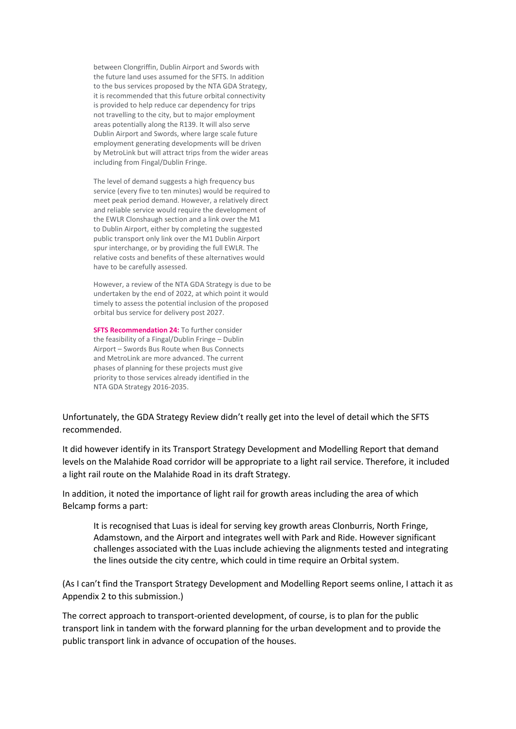> between Clongriffin, Dublin Airport and Swords with the future land uses assumed for the SFTS. In addition to the bus services proposed by the NTA GDA Strategy, it is recommended that this future orbital connectivity is provided to help reduce car dependency for trips not travelling to the city, but to major employment areas potentially along the R139. It will also serve Dublin Airport and Swords, where large scale future employment generating developments will be driven by MetroLink but will attract trips from the wider areas including from Fingal/Dublin Fringe.
>
> The level of demand suggests a high frequency bus service (every five to ten minutes) would be required to meet peak period demand. However, a relatively direct and reliable service would require the development of the EWLR Clonshaugh section and a link over the M1 to Dublin Airport, either by completing the suggested public transport only link over the M1 Dublin Airport spur interchange, or by providing the full EWLR. The relative costs and benefits of these alternatives would have to be carefully assessed.
>
> However, a review of the NTA GDA Strategy is due to be undertaken by the end of 2022, at which point it would timely to assess the potential inclusion of the proposed orbital bus service for delivery post 2027.
>
> **SFTS Recommendation 24:** To further consider the feasibility of a Fingal/Dublin Fringe – Dublin Airport – Swords Bus Route when Bus Connects and MetroLink are more advanced. The current phases of planning for these projects must give priority to those services already identified in the NTA GDA Strategy 2016-2035.

Unfortunately, the GDA Strategy Review didn't really get into the level of detail which the SFTS recommended.

It did however identify in its Transport Strategy Development and Modelling Report that demand levels on the Malahide Road corridor will be appropriate to a light rail service. Therefore, it included a light rail route on the Malahide Road in its draft Strategy.

In addition, it noted the importance of light rail for growth areas including the area of which Belcamp forms a part:

> It is recognised that Luas is ideal for serving key growth areas Clonburris, North Fringe, Adamstown, and the Airport and integrates well with Park and Ride. However significant challenges associated with the Luas include achieving the alignments tested and integrating the lines outside the city centre, which could in time require an Orbital system.

(As I can't find the Transport Strategy Development and Modelling Report seems online, I attach it as Appendix 2 to this submission.)

The correct approach to transport-oriented development, of course, is to plan for the public transport link in tandem with the forward planning for the urban development and to provide the public transport link in advance of occupation of the houses.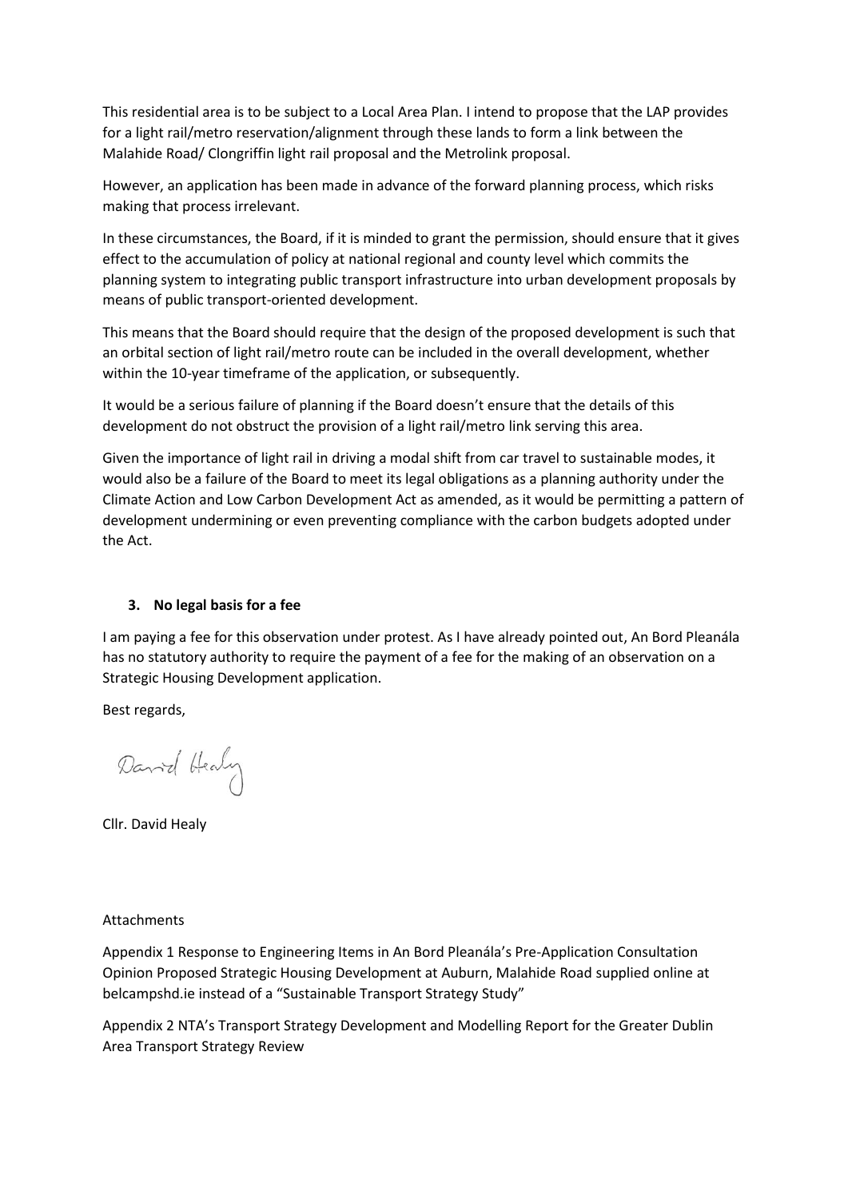This residential area is to be subject to a Local Area Plan. I intend to propose that the LAP provides for a light rail/metro reservation/alignment through these lands to form a link between the Malahide Road/ Clongriffin light rail proposal and the Metrolink proposal.

However, an application has been made in advance of the forward planning process, which risks making that process irrelevant.

In these circumstances, the Board, if it is minded to grant the permission, should ensure that it gives effect to the accumulation of policy at national regional and county level which commits the planning system to integrating public transport infrastructure into urban development proposals by means of public transport-oriented development.

This means that the Board should require that the design of the proposed development is such that an orbital section of light rail/metro route can be included in the overall development, whether within the 10-year timeframe of the application, or subsequently.

It would be a serious failure of planning if the Board doesn't ensure that the details of this development do not obstruct the provision of a light rail/metro link serving this area.

Given the importance of light rail in driving a modal shift from car travel to sustainable modes, it would also be a failure of the Board to meet its legal obligations as a planning authority under the Climate Action and Low Carbon Development Act as amended, as it would be permitting a pattern of development undermining or even preventing compliance with the carbon budgets adopted under the Act.

**3. No legal basis for a fee**

I am paying a fee for this observation under protest. As I have already pointed out, An Bord Pleanála has no statutory authority to require the payment of a fee for the making of an observation on a Strategic Housing Development application.

Best regards,

David Healy

Cllr. David Healy

Attachments

Appendix 1 Response to Engineering Items in An Bord Pleanála's Pre-Application Consultation Opinion Proposed Strategic Housing Development at Auburn, Malahide Road supplied online at belcampshd.ie instead of a "Sustainable Transport Strategy Study"

Appendix 2 NTA's Transport Strategy Development and Modelling Report for the Greater Dublin Area Transport Strategy Review